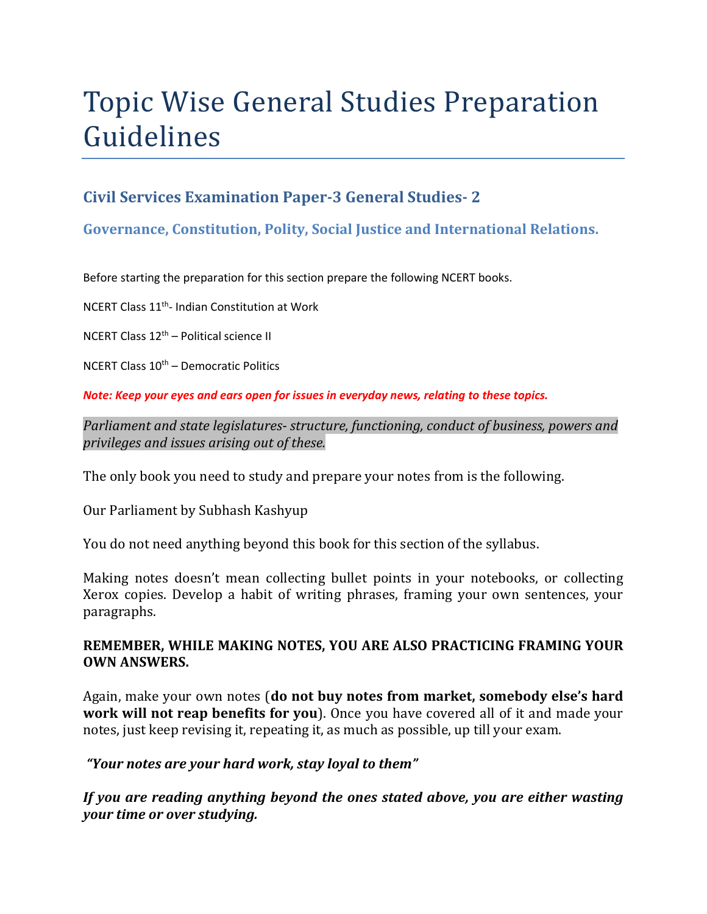# Topic Wise General Studies Preparation Guidelines

## Civil Services Examination Paper-3 General Studies- 2

## Governance, Constitution, Polity, Social Justice and International Relations.

Before starting the preparation for this section prepare the following NCERT books.

NCERT Class 11th- Indian Constitution at Work

NCERT Class 12th – Political science II

NCERT Class 10th – Democratic Politics

***Note: Keep your eyes and ears open for issues in everyday news, relating to these topics.***

*Parliament and state legislatures- structure, functioning, conduct of business, powers and privileges and issues arising out of these.*

The only book you need to study and prepare your notes from is the following.

Our Parliament by Subhash Kashyup

You do not need anything beyond this book for this section of the syllabus.

Making notes doesn't mean collecting bullet points in your notebooks, or collecting Xerox copies. Develop a habit of writing phrases, framing your own sentences, your paragraphs.

**REMEMBER, WHILE MAKING NOTES, YOU ARE ALSO PRACTICING FRAMING YOUR OWN ANSWERS.**

Again, make your own notes (**do not buy notes from market, somebody else's hard work will not reap benefits for you**). Once you have covered all of it and made your notes, just keep revising it, repeating it, as much as possible, up till your exam.

***"Your notes are your hard work, stay loyal to them"***

***If you are reading anything beyond the ones stated above, you are either wasting your time or over studying.***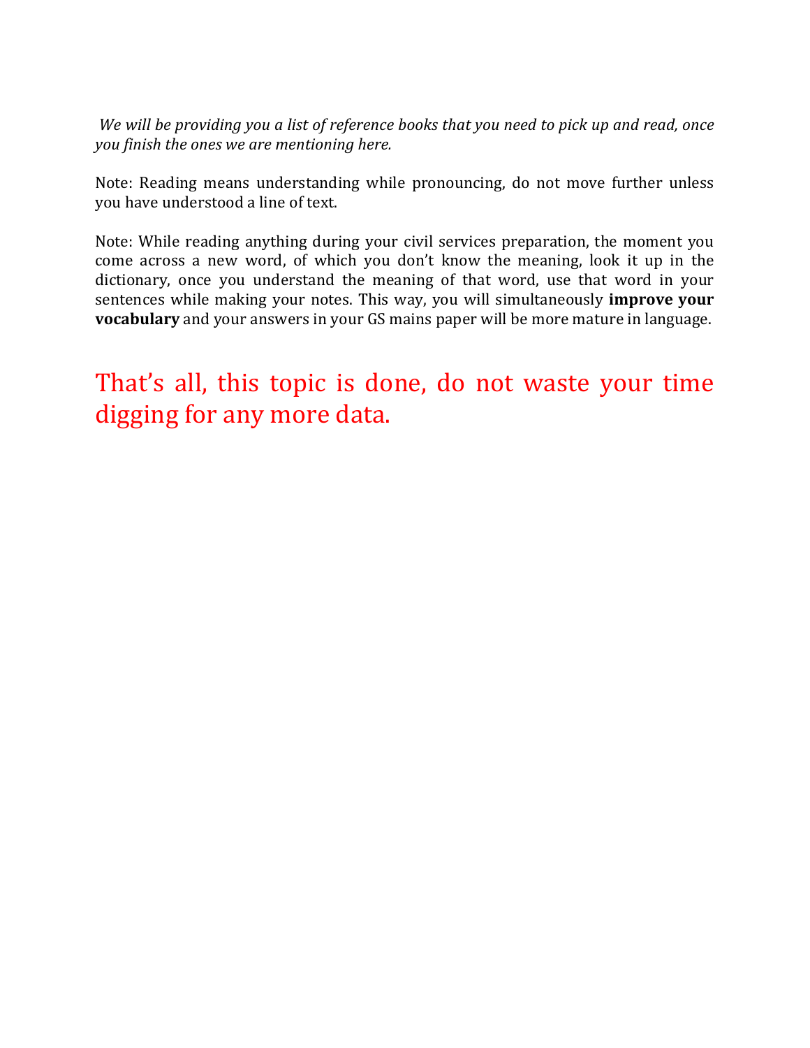*We will be providing you a list of reference books that you need to pick up and read, once you finish the ones we are mentioning here.*

Note: Reading means understanding while pronouncing, do not move further unless you have understood a line of text.

Note: While reading anything during your civil services preparation, the moment you come across a new word, of which you don't know the meaning, look it up in the dictionary, once you understand the meaning of that word, use that word in your sentences while making your notes. This way, you will simultaneously **improve your vocabulary** and your answers in your GS mains paper will be more mature in language.

That's all, this topic is done, do not waste your time digging for any more data.